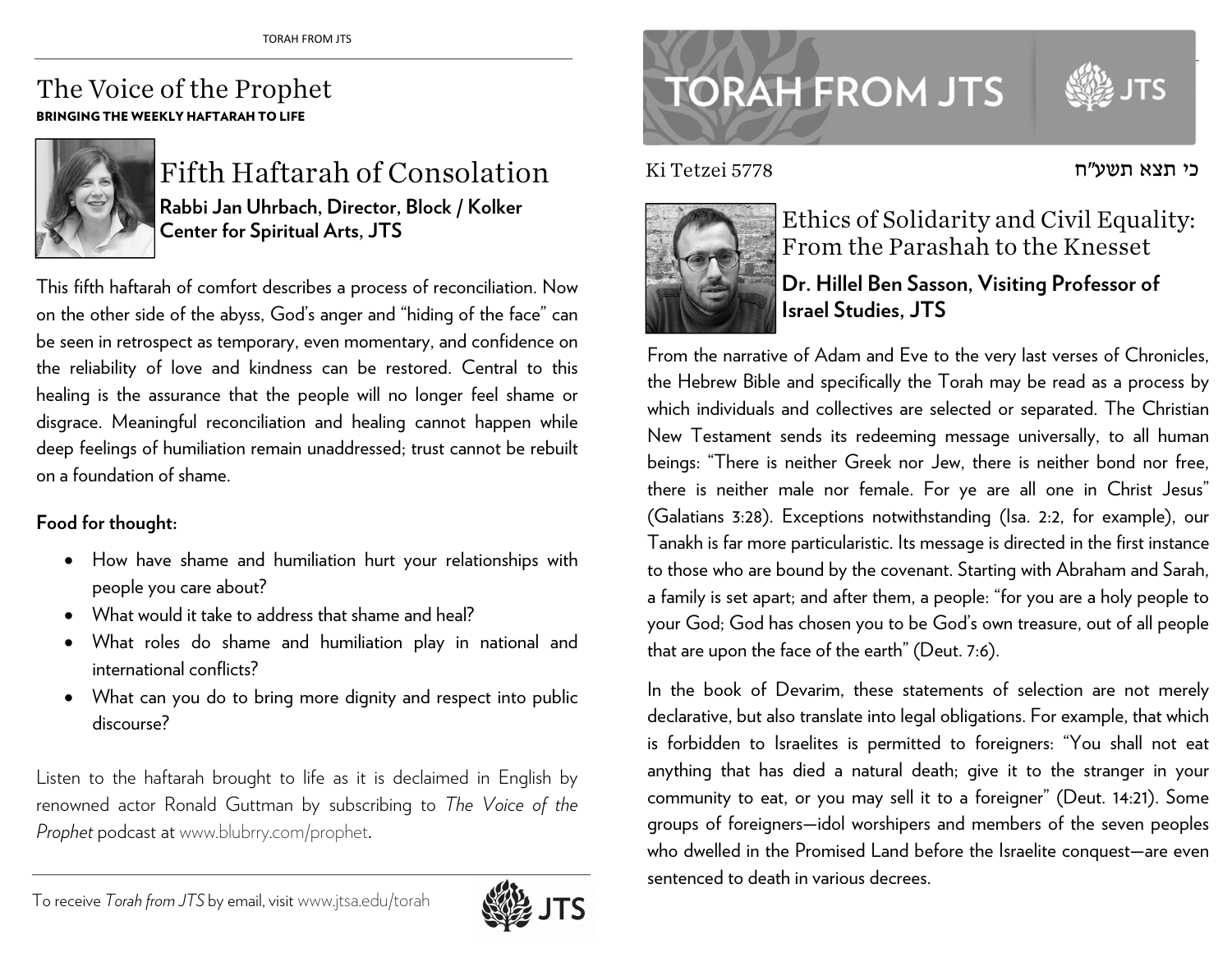# The Voice of the Prophet

**BRINGING THE WEEKLY HAFTARAH TO LIFE**

## Fifth Haftarah of Consolation

**Rabbi Jan Uhrbach, Director, Block / Kolker Center for Spiritual Arts, JTS**

This fifth haftarah of comfort describes a process of reconciliation. Now on the other side of the abyss, God's anger and "hiding of the face" can be seen in retrospect as temporary, even momentary, and confidence on the reliability of love and kindness can be restored. Central to this healing is the assurance that the people will no longer feel shame or disgrace. Meaningful reconciliation and healing cannot happen while deep feelings of humiliation remain unaddressed; trust cannot be rebuilt on a foundation of shame.

**Food for thought:**

- How have shame and humiliation hurt your relationships with people you care about?
- What would it take to address that shame and heal?
- What roles do shame and humiliation play in national and international conflicts?
- What can you do to bring more dignity and respect into public discourse?

Listen to the haftarah brought to life as it is declaimed in English by renowned actor Ronald Guttman by subscribing to *The Voice of the Prophet* podcast at www.blubrry.com/prophet.

To receive *Torah from JTS* by email, visit www.jtsa.edu/torah

# TORAH FROM JTS

Ki Tetzei 5778 כי תצא תשע"ח

## Ethics of Solidarity and Civil Equality: From the Parashah to the Knesset

**Dr. Hillel Ben Sasson, Visiting Professor of Israel Studies, JTS**

From the narrative of Adam and Eve to the very last verses of Chronicles, the Hebrew Bible and specifically the Torah may be read as a process by which individuals and collectives are selected or separated. The Christian New Testament sends its redeeming message universally, to all human beings: "There is neither Greek nor Jew, there is neither bond nor free, there is neither male nor female. For ye are all one in Christ Jesus" (Galatians 3:28). Exceptions notwithstanding (Isa. 2:2, for example), our Tanakh is far more particularistic. Its message is directed in the first instance to those who are bound by the covenant. Starting with Abraham and Sarah, a family is set apart; and after them, a people: "for you are a holy people to your God; God has chosen you to be God's own treasure, out of all people that are upon the face of the earth" (Deut. 7:6).

In the book of Devarim, these statements of selection are not merely declarative, but also translate into legal obligations. For example, that which is forbidden to Israelites is permitted to foreigners: "You shall not eat anything that has died a natural death; give it to the stranger in your community to eat, or you may sell it to a foreigner" (Deut. 14:21). Some groups of foreigners—idol worshipers and members of the seven peoples who dwelled in the Promised Land before the Israelite conquest—are even sentenced to death in various decrees.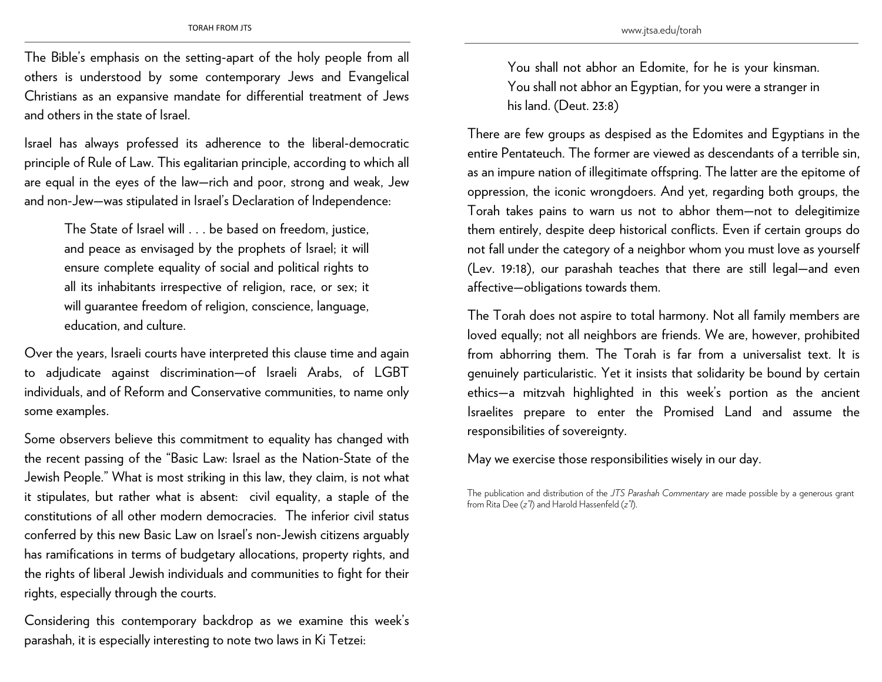The Bible's emphasis on the setting-apart of the holy people from all others is understood by some contemporary Jews and Evangelical Christians as an expansive mandate for differential treatment of Jews and others in the state of Israel.

Israel has always professed its adherence to the liberal-democratic principle of Rule of Law. This egalitarian principle, according to which all are equal in the eyes of the law—rich and poor, strong and weak, Jew and non-Jew—was stipulated in Israel's Declaration of Independence:

> The State of Israel will . . . be based on freedom, justice, and peace as envisaged by the prophets of Israel; it will ensure complete equality of social and political rights to all its inhabitants irrespective of religion, race, or sex; it will guarantee freedom of religion, conscience, language, education, and culture.

Over the years, Israeli courts have interpreted this clause time and again to adjudicate against discrimination—of Israeli Arabs, of LGBT individuals, and of Reform and Conservative communities, to name only some examples.

Some observers believe this commitment to equality has changed with the recent passing of the "Basic Law: Israel as the Nation-State of the Jewish People." What is most striking in this law, they claim, is not what it stipulates, but rather what is absent: civil equality, a staple of the constitutions of all other modern democracies. The inferior civil status conferred by this new Basic Law on Israel's non-Jewish citizens arguably has ramifications in terms of budgetary allocations, property rights, and the rights of liberal Jewish individuals and communities to fight for their rights, especially through the courts.

Considering this contemporary backdrop as we examine this week's parashah, it is especially interesting to note two laws in Ki Tetzei:

> You shall not abhor an Edomite, for he is your kinsman. You shall not abhor an Egyptian, for you were a stranger in his land. (Deut. 23:8)

There are few groups as despised as the Edomites and Egyptians in the entire Pentateuch. The former are viewed as descendants of a terrible sin, as an impure nation of illegitimate offspring. The latter are the epitome of oppression, the iconic wrongdoers. And yet, regarding both groups, the Torah takes pains to warn us not to abhor them—not to delegitimize them entirely, despite deep historical conflicts. Even if certain groups do not fall under the category of a neighbor whom you must love as yourself (Lev. 19:18), our parashah teaches that there are still legal—and even affective—obligations towards them.

The Torah does not aspire to total harmony. Not all family members are loved equally; not all neighbors are friends. We are, however, prohibited from abhorring them. The Torah is far from a universalist text. It is genuinely particularistic. Yet it insists that solidarity be bound by certain ethics—a mitzvah highlighted in this week's portion as the ancient Israelites prepare to enter the Promised Land and assume the responsibilities of sovereignty.

May we exercise those responsibilities wisely in our day.

The publication and distribution of the *JTS Parashah Commentary* are made possible by a generous grant from Rita Dee (*z"l*) and Harold Hassenfeld (*z"l*).